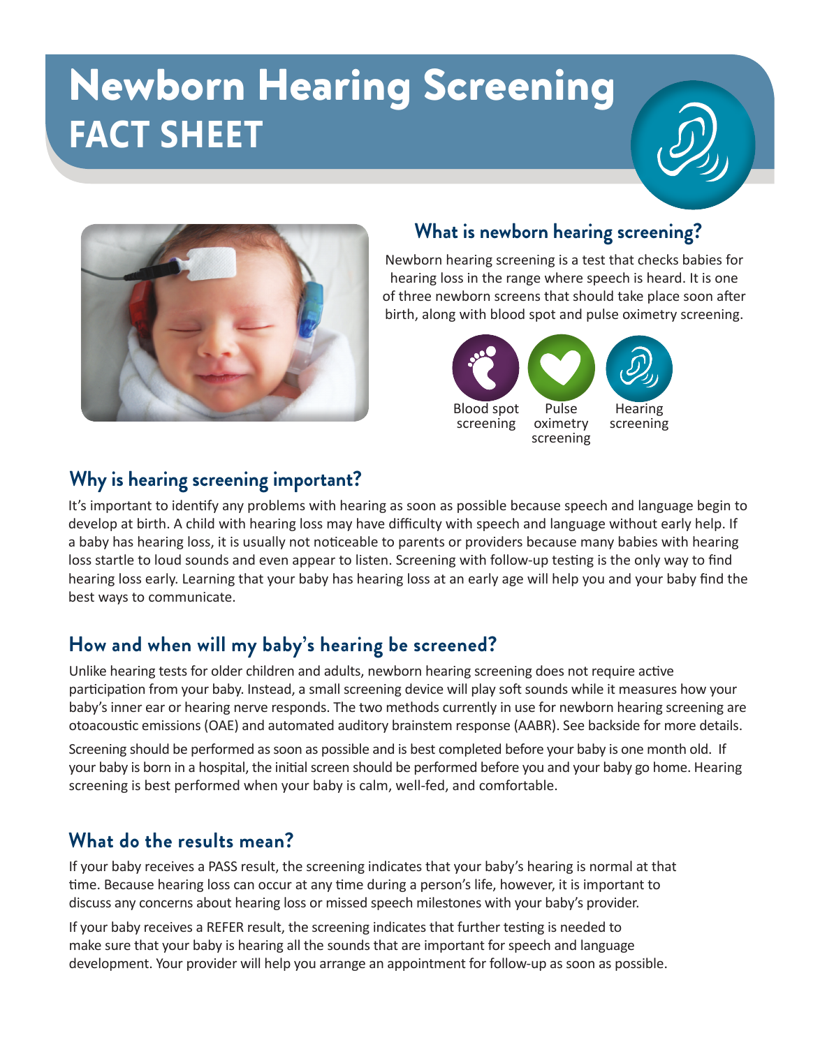# Newborn Hearing Screening
# FACT SHEET

## What is newborn hearing screening?

Newborn hearing screening is a test that checks babies for hearing loss in the range where speech is heard. It is one of three newborn screens that should take place soon after birth, along with blood spot and pulse oximetry screening.

Blood spot screening | Pulse oximetry screening | Hearing screening

## Why is hearing screening important?

It's important to identify any problems with hearing as soon as possible because speech and language begin to develop at birth. A child with hearing loss may have difficulty with speech and language without early help. If a baby has hearing loss, it is usually not noticeable to parents or providers because many babies with hearing loss startle to loud sounds and even appear to listen. Screening with follow-up testing is the only way to find hearing loss early. Learning that your baby has hearing loss at an early age will help you and your baby find the best ways to communicate.

## How and when will my baby's hearing be screened?

Unlike hearing tests for older children and adults, newborn hearing screening does not require active participation from your baby. Instead, a small screening device will play soft sounds while it measures how your baby's inner ear or hearing nerve responds. The two methods currently in use for newborn hearing screening are otoacoustic emissions (OAE) and automated auditory brainstem response (AABR). See backside for more details.

Screening should be performed as soon as possible and is best completed before your baby is one month old. If your baby is born in a hospital, the initial screen should be performed before you and your baby go home. Hearing screening is best performed when your baby is calm, well-fed, and comfortable.

## What do the results mean?

If your baby receives a PASS result, the screening indicates that your baby's hearing is normal at that time. Because hearing loss can occur at any time during a person's life, however, it is important to discuss any concerns about hearing loss or missed speech milestones with your baby's provider.

If your baby receives a REFER result, the screening indicates that further testing is needed to make sure that your baby is hearing all the sounds that are important for speech and language development. Your provider will help you arrange an appointment for follow-up as soon as possible.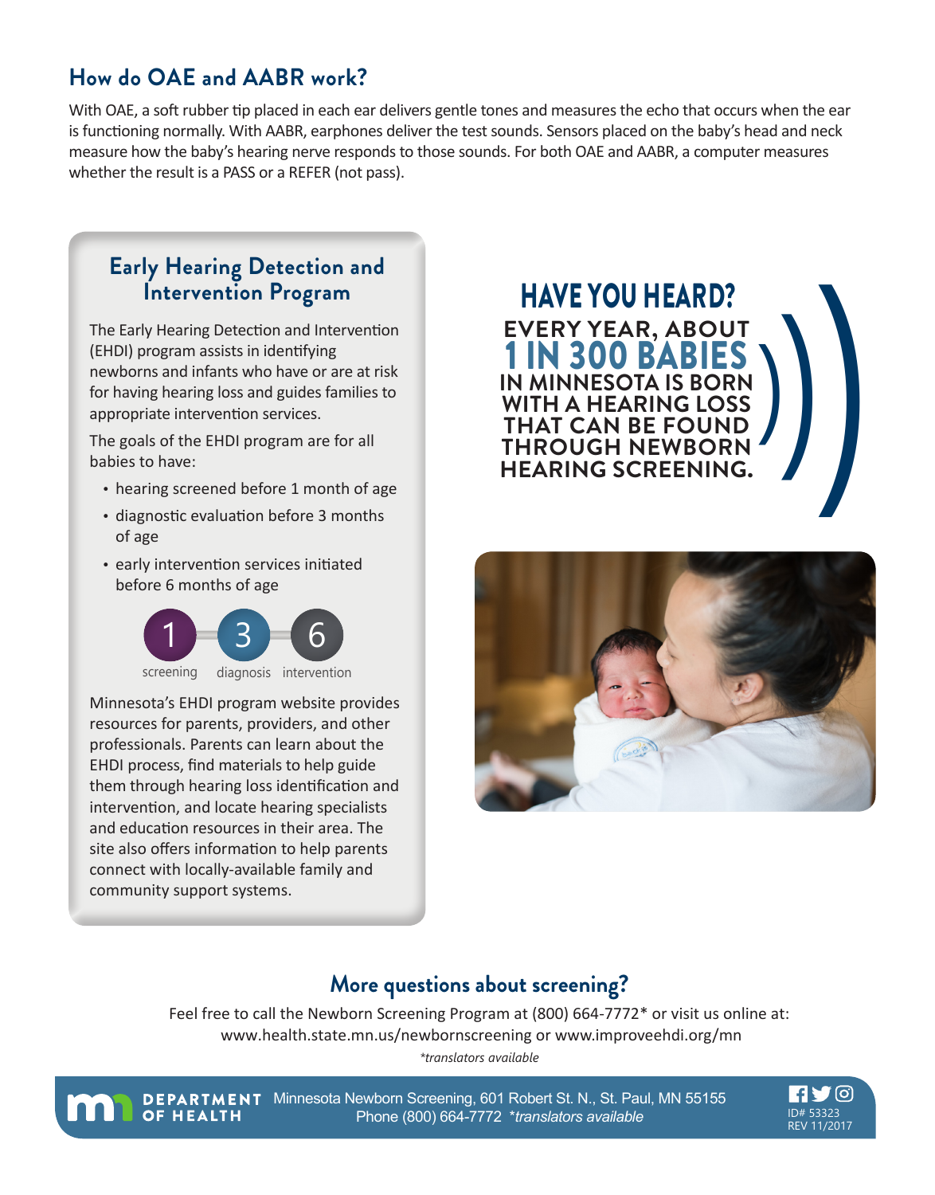## How do OAE and AABR work?

With OAE, a soft rubber tip placed in each ear delivers gentle tones and measures the echo that occurs when the ear is functioning normally. With AABR, earphones deliver the test sounds. Sensors placed on the baby's head and neck measure how the baby's hearing nerve responds to those sounds. For both OAE and AABR, a computer measures whether the result is a PASS or a REFER (not pass).

### Early Hearing Detection and Intervention Program

The Early Hearing Detection and Intervention (EHDI) program assists in identifying newborns and infants who have or are at risk for having hearing loss and guides families to appropriate intervention services.

The goals of the EHDI program are for all babies to have:

- hearing screened before 1 month of age
- diagnostic evaluation before 3 months of age
- early intervention services initiated before 6 months of age

1 screening — 3 diagnosis — 6 intervention

Minnesota's EHDI program website provides resources for parents, providers, and other professionals. Parents can learn about the EHDI process, find materials to help guide them through hearing loss identification and intervention, and locate hearing specialists and education resources in their area. The site also offers information to help parents connect with locally-available family and community support systems.

### HAVE YOU HEARD?

**EVERY YEAR, ABOUT 1 IN 300 BABIES IN MINNESOTA IS BORN WITH A HEARING LOSS THAT CAN BE FOUND THROUGH NEWBORN HEARING SCREENING.**

## More questions about screening?

Feel free to call the Newborn Screening Program at (800) 664-7772* or visit us online at: www.health.state.mn.us/newbornscreening or www.improveehdi.org/mn

*translators available*

DEPARTMENT OF HEALTH — Minnesota Newborn Screening, 601 Robert St. N., St. Paul, MN 55155
Phone (800) 664-7772 *\*translators available*

ID# 53323
REV 11/2017